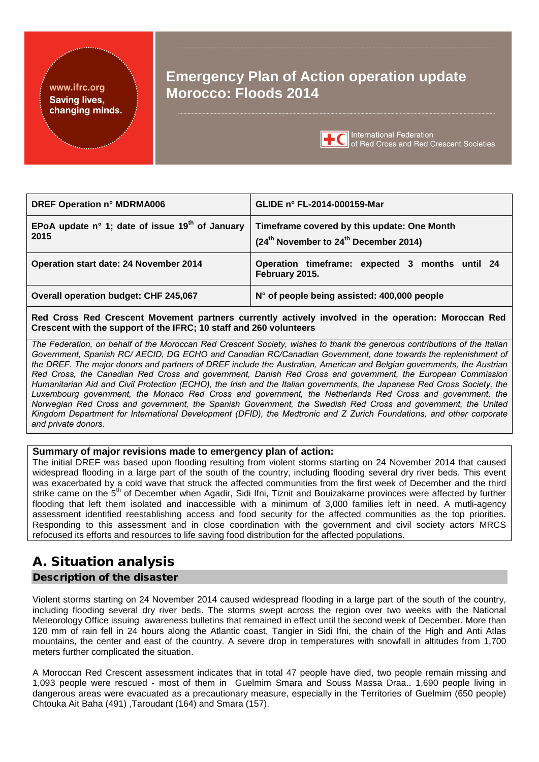www.ifrc.org
Saving lives, changing minds.

# Emergency Plan of Action operation update Morocco: Floods 2014

International Federation of Red Cross and Red Crescent Societies

| DREF Operation n° MDRMA006 | GLIDE n° FL-2014-000159-Mar |
|---|---|
| EPoA update n° 1; date of issue 19th of January 2015 | Timeframe covered by this update: One Month (24th November to 24th December 2014) |
| Operation start date: 24 November 2014 | Operation timeframe: expected 3 months until 24 February 2015. |
| Overall operation budget: CHF 245,067 | N° of people being assisted: 400,000 people |

**Red Cross Red Crescent Movement partners currently actively involved in the operation: Moroccan Red Crescent with the support of the IFRC; 10 staff and 260 volunteers**

*The Federation, on behalf of the Moroccan Red Crescent Society, wishes to thank the generous contributions of the Italian Government, Spanish RC/ AECID, DG ECHO and Canadian RC/Canadian Government, done towards the replenishment of the DREF. The major donors and partners of DREF include the Australian, American and Belgian governments, the Austrian Red Cross, the Canadian Red Cross and government, Danish Red Cross and government, the European Commission Humanitarian Aid and Civil Protection (ECHO), the Irish and the Italian governments, the Japanese Red Cross Society, the Luxembourg government, the Monaco Red Cross and government, the Netherlands Red Cross and government, the Norwegian Red Cross and government, the Spanish Government, the Swedish Red Cross and government, the United Kingdom Department for International Development (DFID), the Medtronic and Z Zurich Foundations, and other corporate and private donors.*

**Summary of major revisions made to emergency plan of action:**

The initial DREF was based upon flooding resulting from violent storms starting on 24 November 2014 that caused widespread flooding in a large part of the south of the country, including flooding several dry river beds. This event was exacerbated by a cold wave that struck the affected communities from the first week of December and the third strike came on the 5th of December when Agadir, Sidi Ifni, Tiznit and Bouizakarne provinces were affected by further flooding that left them isolated and inaccessible with a minimum of 3,000 families left in need. A mutli-agency assessment identified reestablishing access and food security for the affected communities as the top priorities. Responding to this assessment and in close coordination with the government and civil society actors MRCS refocused its efforts and resources to life saving food distribution for the affected populations.

# A. Situation analysis

## Description of the disaster

Violent storms starting on 24 November 2014 caused widespread flooding in a large part of the south of the country, including flooding several dry river beds. The storms swept across the region over two weeks with the National Meteorology Office issuing awareness bulletins that remained in effect until the second week of December. More than 120 mm of rain fell in 24 hours along the Atlantic coast, Tangier in Sidi Ifni, the chain of the High and Anti Atlas mountains, the center and east of the country. A severe drop in temperatures with snowfall in altitudes from 1,700 meters further complicated the situation.

A Moroccan Red Crescent assessment indicates that in total 47 people have died, two people remain missing and 1,093 people were rescued - most of them in Guelmim Smara and Souss Massa Draa.. 1,690 people living in dangerous areas were evacuated as a precautionary measure, especially in the Territories of Guelmim (650 people) Chtouka Ait Baha (491) ,Taroudant (164) and Smara (157).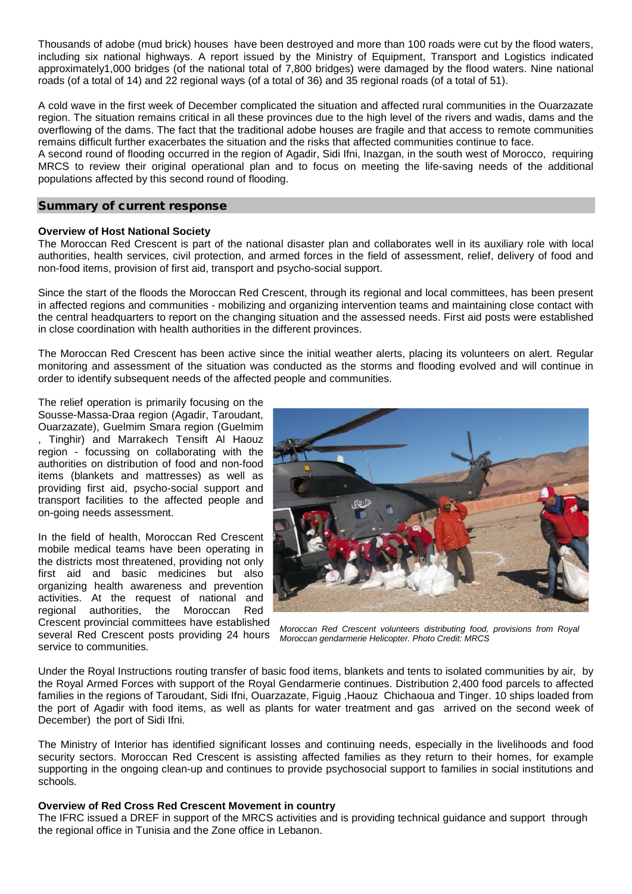Thousands of adobe (mud brick) houses have been destroyed and more than 100 roads were cut by the flood waters, including six national highways. A report issued by the Ministry of Equipment, Transport and Logistics indicated approximately1,000 bridges (of the national total of 7,800 bridges) were damaged by the flood waters. Nine national roads (of a total of 14) and 22 regional ways (of a total of 36) and 35 regional roads (of a total of 51).

A cold wave in the first week of December complicated the situation and affected rural communities in the Ouarzazate region. The situation remains critical in all these provinces due to the high level of the rivers and wadis, dams and the overflowing of the dams. The fact that the traditional adobe houses are fragile and that access to remote communities remains difficult further exacerbates the situation and the risks that affected communities continue to face.
A second round of flooding occurred in the region of Agadir, Sidi Ifni, Inazgan, in the south west of Morocco, requiring MRCS to review their original operational plan and to focus on meeting the life-saving needs of the additional populations affected by this second round of flooding.

## Summary of current response

### Overview of Host National Society

The Moroccan Red Crescent is part of the national disaster plan and collaborates well in its auxiliary role with local authorities, health services, civil protection, and armed forces in the field of assessment, relief, delivery of food and non-food items, provision of first aid, transport and psycho-social support.

Since the start of the floods the Moroccan Red Crescent, through its regional and local committees, has been present in affected regions and communities - mobilizing and organizing intervention teams and maintaining close contact with the central headquarters to report on the changing situation and the assessed needs. First aid posts were established in close coordination with health authorities in the different provinces.

The Moroccan Red Crescent has been active since the initial weather alerts, placing its volunteers on alert. Regular monitoring and assessment of the situation was conducted as the storms and flooding evolved and will continue in order to identify subsequent needs of the affected people and communities.

The relief operation is primarily focusing on the Sousse-Massa-Draa region (Agadir, Taroudant, Ouarzazate), Guelmim Smara region (Guelmim , Tinghir) and Marrakech Tensift Al Haouz region - focussing on collaborating with the authorities on distribution of food and non-food items (blankets and mattresses) as well as providing first aid, psycho-social support and transport facilities to the affected people and on-going needs assessment.

In the field of health, Moroccan Red Crescent mobile medical teams have been operating in the districts most threatened, providing not only first aid and basic medicines but also organizing health awareness and prevention activities. At the request of national and regional authorities, the Moroccan Red Crescent provincial committees have established several Red Crescent posts providing 24 hours service to communities.

*Moroccan Red Crescent volunteers distributing food, provisions from Royal Moroccan gendarmerie Helicopter. Photo Credit: MRCS*

Under the Royal Instructions routing transfer of basic food items, blankets and tents to isolated communities by air, by the Royal Armed Forces with support of the Royal Gendarmerie continues. Distribution 2,400 food parcels to affected families in the regions of Taroudant, Sidi Ifni, Ouarzazate, Figuig ,Haouz Chichaoua and Tinger. 10 ships loaded from the port of Agadir with food items, as well as plants for water treatment and gas arrived on the second week of December) the port of Sidi Ifni.

The Ministry of Interior has identified significant losses and continuing needs, especially in the livelihoods and food security sectors. Moroccan Red Crescent is assisting affected families as they return to their homes, for example supporting in the ongoing clean-up and continues to provide psychosocial support to families in social institutions and schools.

### Overview of Red Cross Red Crescent Movement in country

The IFRC issued a DREF in support of the MRCS activities and is providing technical guidance and support through the regional office in Tunisia and the Zone office in Lebanon.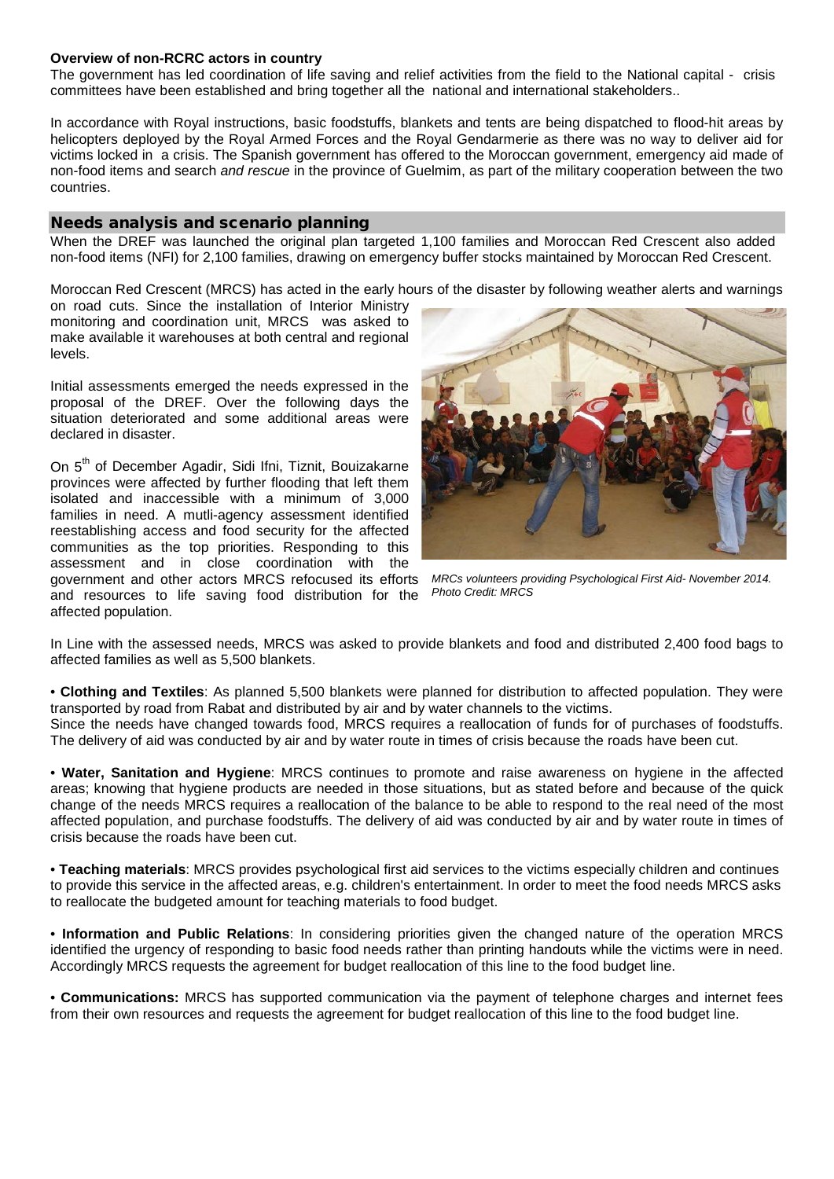**Overview of non-RCRC actors in country**

The government has led coordination of life saving and relief activities from the field to the National capital - crisis committees have been established and bring together all the national and international stakeholders..

In accordance with Royal instructions, basic foodstuffs, blankets and tents are being dispatched to flood-hit areas by helicopters deployed by the Royal Armed Forces and the Royal Gendarmerie as there was no way to deliver aid for victims locked in a crisis. The Spanish government has offered to the Moroccan government, emergency aid made of non-food items and search *and rescue* in the province of Guelmim, as part of the military cooperation between the two countries.

## Needs analysis and scenario planning

When the DREF was launched the original plan targeted 1,100 families and Moroccan Red Crescent also added non-food items (NFI) for 2,100 families, drawing on emergency buffer stocks maintained by Moroccan Red Crescent.

Moroccan Red Crescent (MRCS) has acted in the early hours of the disaster by following weather alerts and warnings on road cuts. Since the installation of Interior Ministry monitoring and coordination unit, MRCS was asked to make available it warehouses at both central and regional levels.

Initial assessments emerged the needs expressed in the proposal of the DREF. Over the following days the situation deteriorated and some additional areas were declared in disaster.

On 5th of December Agadir, Sidi Ifni, Tiznit, Bouizakarne provinces were affected by further flooding that left them isolated and inaccessible with a minimum of 3,000 families in need. A mutli-agency assessment identified reestablishing access and food security for the affected communities as the top priorities. Responding to this assessment and in close coordination with the government and other actors MRCS refocused its efforts and resources to life saving food distribution for the affected population.

*MRCs volunteers providing Psychological First Aid- November 2014. Photo Credit: MRCS*

In Line with the assessed needs, MRCS was asked to provide blankets and food and distributed 2,400 food bags to affected families as well as 5,500 blankets.

• **Clothing and Textiles**: As planned 5,500 blankets were planned for distribution to affected population. They were transported by road from Rabat and distributed by air and by water channels to the victims.
Since the needs have changed towards food, MRCS requires a reallocation of funds for of purchases of foodstuffs. The delivery of aid was conducted by air and by water route in times of crisis because the roads have been cut.

• **Water, Sanitation and Hygiene**: MRCS continues to promote and raise awareness on hygiene in the affected areas; knowing that hygiene products are needed in those situations, but as stated before and because of the quick change of the needs MRCS requires a reallocation of the balance to be able to respond to the real need of the most affected population, and purchase foodstuffs. The delivery of aid was conducted by air and by water route in times of crisis because the roads have been cut.

• **Teaching materials**: MRCS provides psychological first aid services to the victims especially children and continues to provide this service in the affected areas, e.g. children's entertainment. In order to meet the food needs MRCS asks to reallocate the budgeted amount for teaching materials to food budget.

• **Information and Public Relations**: In considering priorities given the changed nature of the operation MRCS identified the urgency of responding to basic food needs rather than printing handouts while the victims were in need. Accordingly MRCS requests the agreement for budget reallocation of this line to the food budget line.

• **Communications:** MRCS has supported communication via the payment of telephone charges and internet fees from their own resources and requests the agreement for budget reallocation of this line to the food budget line.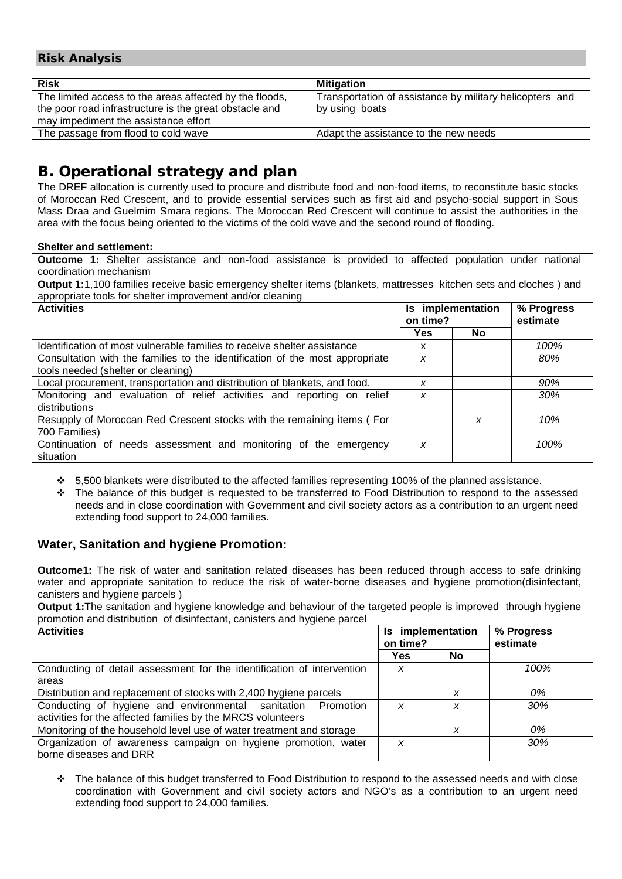## Risk Analysis

| Risk | Mitigation |
|---|---|
| The limited access to the areas affected by the floods, the poor road infrastructure is the great obstacle and may impediment the assistance effort | Transportation of assistance by military helicopters and by using boats |
| The passage from flood to cold wave | Adapt the assistance to the new needs |

# B. Operational strategy and plan

The DREF allocation is currently used to procure and distribute food and non-food items, to reconstitute basic stocks of Moroccan Red Crescent, and to provide essential services such as first aid and psycho-social support in Sous Mass Draa and Guelmim Smara regions. The Moroccan Red Crescent will continue to assist the authorities in the area with the focus being oriented to the victims of the cold wave and the second round of flooding.

**Shelter and settlement:**

**Outcome 1:** Shelter assistance and non-food assistance is provided to affected population under national coordination mechanism

**Output 1:**1,100 families receive basic emergency shelter items (blankets, mattresses kitchen sets and cloches ) and appropriate tools for shelter improvement and/or cleaning

| Activities | Is implementation on time? | | % Progress estimate |
|---|---|---|---|
| | Yes | No | |
| Identification of most vulnerable families to receive shelter assistance | x | | *100%* |
| Consultation with the families to the identification of the most appropriate tools needed (shelter or cleaning) | *x* | | *80%* |
| Local procurement, transportation and distribution of blankets, and food. | *x* | | *90%* |
| Monitoring and evaluation of relief activities and reporting on relief distributions | *x* | | *30%* |
| Resupply of Moroccan Red Crescent stocks with the remaining items ( For 700 Families) | | *x* | *10%* |
| Continuation of needs assessment and monitoring of the emergency situation | *x* | | *100%* |

- 5,500 blankets were distributed to the affected families representing 100% of the planned assistance.
- The balance of this budget is requested to be transferred to Food Distribution to respond to the assessed needs and in close coordination with Government and civil society actors as a contribution to an urgent need extending food support to 24,000 families.

### Water, Sanitation and hygiene Promotion:

**Outcome1:** The risk of water and sanitation related diseases has been reduced through access to safe drinking water and appropriate sanitation to reduce the risk of water-borne diseases and hygiene promotion(disinfectant, canisters and hygiene parcels )

**Output 1:**The sanitation and hygiene knowledge and behaviour of the targeted people is improved through hygiene promotion and distribution of disinfectant, canisters and hygiene parcel

| Activities | Is implementation on time? | | % Progress estimate |
|---|---|---|---|
| | Yes | No | |
| Conducting of detail assessment for the identification of intervention areas | *x* | | *100%* |
| Distribution and replacement of stocks with 2,400 hygiene parcels | | *x* | *0%* |
| Conducting of hygiene and environmental sanitation Promotion activities for the affected families by the MRCS volunteers | *x* | *x* | *30%* |
| Monitoring of the household level use of water treatment and storage | | *x* | *0%* |
| Organization of awareness campaign on hygiene promotion, water borne diseases and DRR | *x* | | *30%* |

- The balance of this budget transferred to Food Distribution to respond to the assessed needs and with close coordination with Government and civil society actors and NGO's as a contribution to an urgent need extending food support to 24,000 families.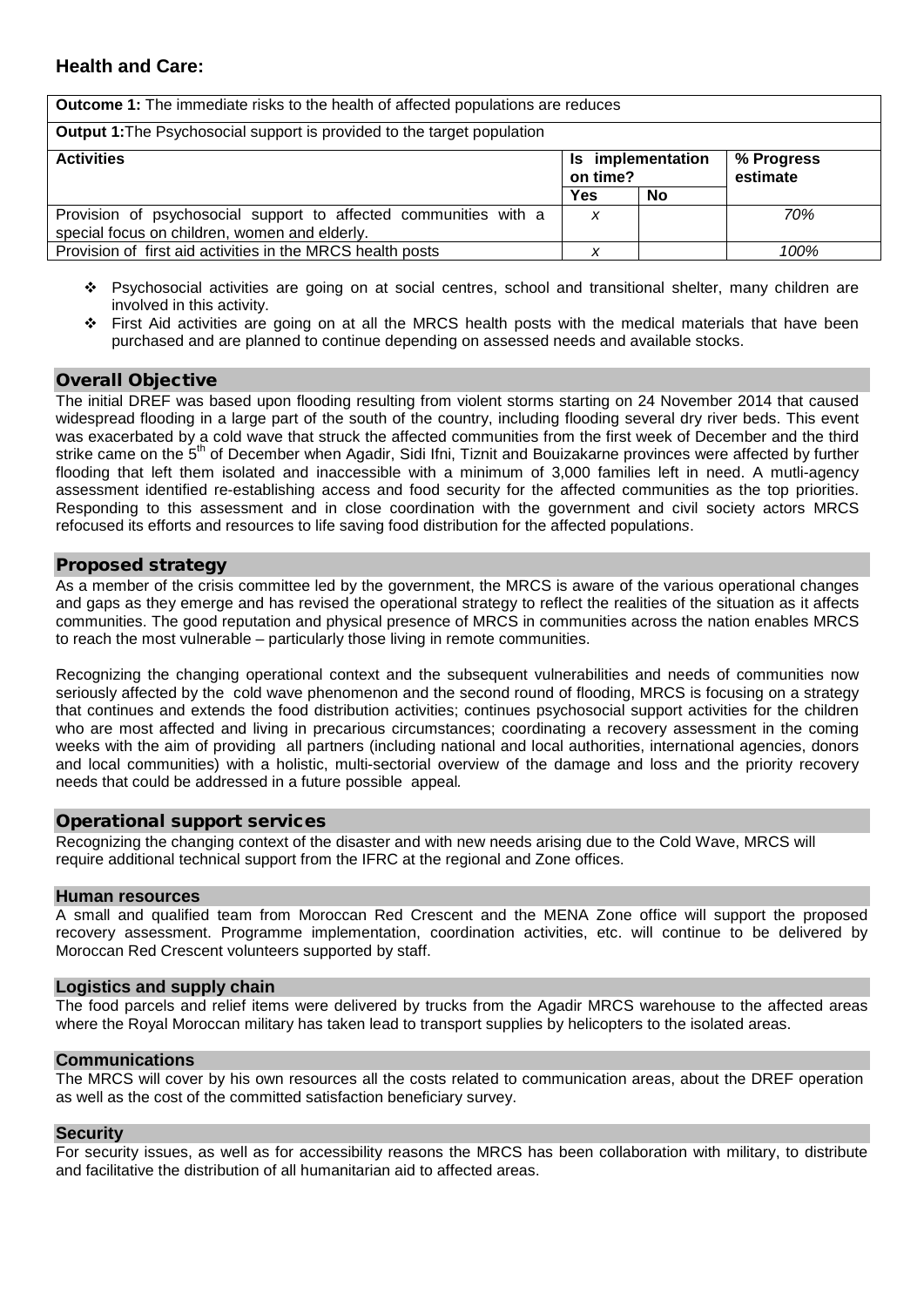### Health and Care:

| **Outcome 1:** The immediate risks to the health of affected populations are reduces | | | |
|---|---|---|---|
| **Output 1:** The Psychosocial support is provided to the target population | | | |
| **Activities** | **Is implementation on time?** | | **% Progress estimate** |
| | **Yes** | **No** | |
| Provision of psychosocial support to affected communities with a special focus on children, women and elderly. | *x* | | *70%* |
| Provision of first aid activities in the MRCS health posts | *x* | | *100%* |

- Psychosocial activities are going on at social centres, school and transitional shelter, many children are involved in this activity.
- First Aid activities are going on at all the MRCS health posts with the medical materials that have been purchased and are planned to continue depending on assessed needs and available stocks.

## Overall Objective

The initial DREF was based upon flooding resulting from violent storms starting on 24 November 2014 that caused widespread flooding in a large part of the south of the country, including flooding several dry river beds. This event was exacerbated by a cold wave that struck the affected communities from the first week of December and the third strike came on the 5th of December when Agadir, Sidi Ifni, Tiznit and Bouizakarne provinces were affected by further flooding that left them isolated and inaccessible with a minimum of 3,000 families left in need. A mutli-agency assessment identified re-establishing access and food security for the affected communities as the top priorities. Responding to this assessment and in close coordination with the government and civil society actors MRCS refocused its efforts and resources to life saving food distribution for the affected populations.

## Proposed strategy

As a member of the crisis committee led by the government, the MRCS is aware of the various operational changes and gaps as they emerge and has revised the operational strategy to reflect the realities of the situation as it affects communities. The good reputation and physical presence of MRCS in communities across the nation enables MRCS to reach the most vulnerable – particularly those living in remote communities.

Recognizing the changing operational context and the subsequent vulnerabilities and needs of communities now seriously affected by the cold wave phenomenon and the second round of flooding, MRCS is focusing on a strategy that continues and extends the food distribution activities; continues psychosocial support activities for the children who are most affected and living in precarious circumstances; coordinating a recovery assessment in the coming weeks with the aim of providing all partners (including national and local authorities, international agencies, donors and local communities) with a holistic, multi-sectorial overview of the damage and loss and the priority recovery needs that could be addressed in a future possible appeal*.*

## Operational support services

Recognizing the changing context of the disaster and with new needs arising due to the Cold Wave, MRCS will require additional technical support from the IFRC at the regional and Zone offices.

### Human resources

A small and qualified team from Moroccan Red Crescent and the MENA Zone office will support the proposed recovery assessment. Programme implementation, coordination activities, etc. will continue to be delivered by Moroccan Red Crescent volunteers supported by staff.

### Logistics and supply chain

The food parcels and relief items were delivered by trucks from the Agadir MRCS warehouse to the affected areas where the Royal Moroccan military has taken lead to transport supplies by helicopters to the isolated areas.

### Communications

The MRCS will cover by his own resources all the costs related to communication areas, about the DREF operation as well as the cost of the committed satisfaction beneficiary survey.

### Security

For security issues, as well as for accessibility reasons the MRCS has been collaboration with military, to distribute and facilitative the distribution of all humanitarian aid to affected areas.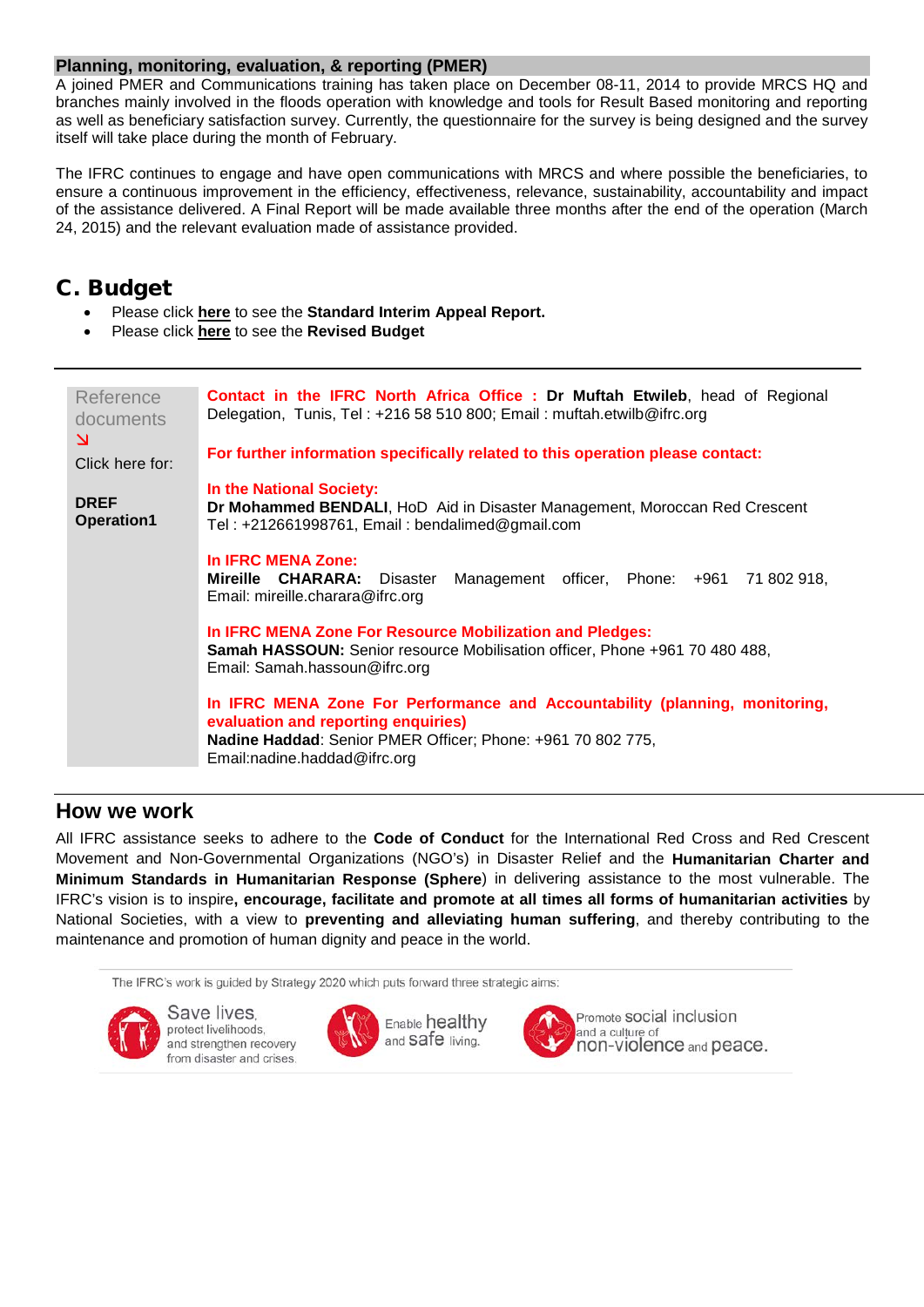### Planning, monitoring, evaluation, & reporting (PMER)

A joined PMER and Communications training has taken place on December 08-11, 2014 to provide MRCS HQ and branches mainly involved in the floods operation with knowledge and tools for Result Based monitoring and reporting as well as beneficiary satisfaction survey. Currently, the questionnaire for the survey is being designed and the survey itself will take place during the month of February.

The IFRC continues to engage and have open communications with MRCS and where possible the beneficiaries, to ensure a continuous improvement in the efficiency, effectiveness, relevance, sustainability, accountability and impact of the assistance delivered. A Final Report will be made available three months after the end of the operation (March 24, 2015) and the relevant evaluation made of assistance provided.

## C. Budget

- Please click **here** to see the **Standard Interim Appeal Report.**
- Please click **here** to see the **Revised Budget**

---

Reference documents ↘

Click here for:

**DREF Operation1**

**Contact in the IFRC North Africa Office : Dr Muftah Etwileb**, head of Regional Delegation, Tunis, Tel : +216 58 510 800; Email : muftah.etwilb@ifrc.org

**For further information specifically related to this operation please contact:**

**In the National Society:**
**Dr Mohammed BENDALI**, HoD Aid in Disaster Management, Moroccan Red Crescent Tel : +212661998761, Email : bendalimed@gmail.com

**In IFRC MENA Zone:**
**Mireille CHARARA:** Disaster Management officer, Phone: +961 71 802 918, Email: mireille.charara@ifrc.org

**In IFRC MENA Zone For Resource Mobilization and Pledges:**
**Samah HASSOUN:** Senior resource Mobilisation officer, Phone +961 70 480 488, Email: Samah.hassoun@ifrc.org

**In IFRC MENA Zone For Performance and Accountability (planning, monitoring, evaluation and reporting enquiries)**
**Nadine Haddad**: Senior PMER Officer; Phone: +961 70 802 775, Email:nadine.haddad@ifrc.org

---

## How we work

All IFRC assistance seeks to adhere to the **Code of Conduct** for the International Red Cross and Red Crescent Movement and Non-Governmental Organizations (NGO's) in Disaster Relief and the **Humanitarian Charter and Minimum Standards in Humanitarian Response (Sphere**) in delivering assistance to the most vulnerable. The IFRC's vision is to inspire**, encourage, facilitate and promote at all times all forms of humanitarian activities** by National Societies, with a view to **preventing and alleviating human suffering**, and thereby contributing to the maintenance and promotion of human dignity and peace in the world.

The IFRC's work is guided by Strategy 2020 which puts forward three strategic aims:

Save lives, protect livelihoods, and strengthen recovery from disaster and crises.

Enable healthy and safe living.

Promote social inclusion and a culture of non-violence and peace.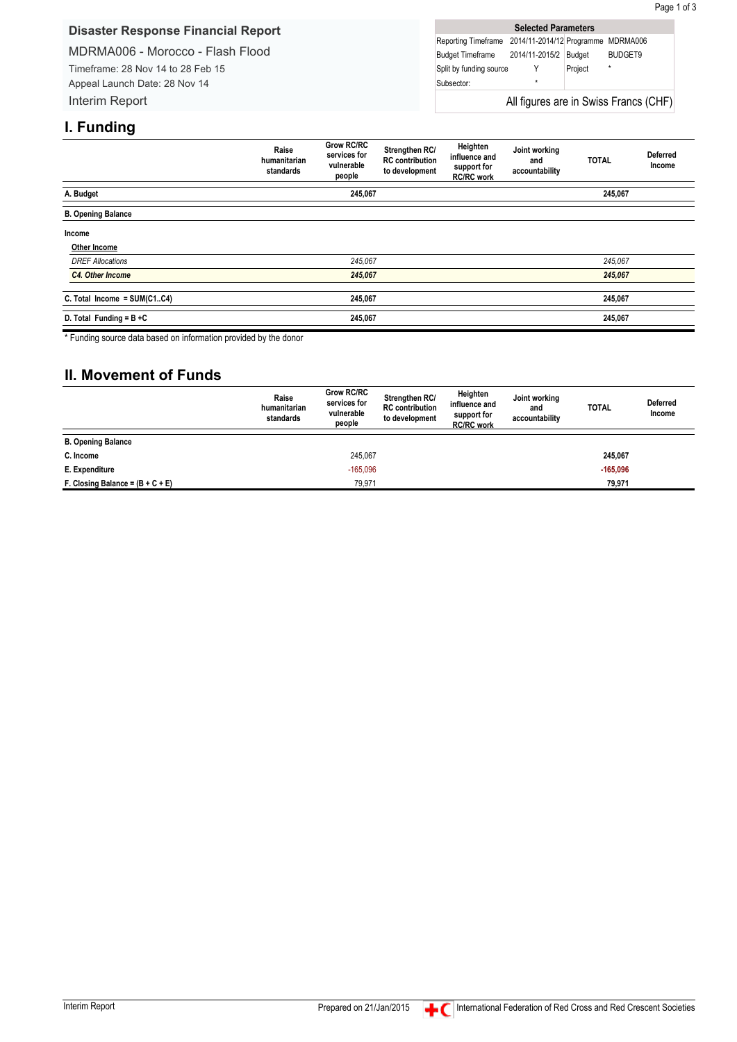## Disaster Response Financial Report

MDRMA006 - Morocco - Flash Flood

Timeframe: 28 Nov 14 to 28 Feb 15

Appeal Launch Date: 28 Nov 14

Interim Report

| Selected Parameters | | | |
|---|---|---|---|
| Reporting Timeframe | 2014/11-2014/12 | Programme | MDRMA006 |
| Budget Timeframe | 2014/11-2015/2 | Budget | BUDGET9 |
| Split by funding source | Y | Project | * |
| Subsector: | * | | |

All figures are in Swiss Francs (CHF)

# I. Funding

| | Raise humanitarian standards | Grow RC/RC services for vulnerable people | Strengthen RC/ RC contribution to development | Heighten influence and support for RC/RC work | Joint working and accountability | TOTAL | Deferred Income |
|---|---|---|---|---|---|---|---|
| **A. Budget** | | **245,067** | | | | **245,067** | |
| **B. Opening Balance** | | | | | | | |
| **Income** | | | | | | | |
| **Other Income** | | | | | | | |
| *DREF Allocations* | | *245,067* | | | | *245,067* | |
| ***C4. Other Income*** | | ***245,067*** | | | | ***245,067*** | |
| **C. Total Income = SUM(C1..C4)** | | **245,067** | | | | **245,067** | |
| **D. Total Funding = B +C** | | **245,067** | | | | **245,067** | |

\* Funding source data based on information provided by the donor

# II. Movement of Funds

| | Raise humanitarian standards | Grow RC/RC services for vulnerable people | Strengthen RC/ RC contribution to development | Heighten influence and support for RC/RC work | Joint working and accountability | TOTAL | Deferred Income |
|---|---|---|---|---|---|---|---|
| **B. Opening Balance** | | | | | | | |
| **C. Income** | | 245,067 | | | | **245,067** | |
| **E. Expenditure** | | -165,096 | | | | **-165,096** | |
| **F. Closing Balance = (B + C + E)** | | 79,971 | | | | **79,971** | |

Interim Report | Prepared on 21/Jan/2015 | International Federation of Red Cross and Red Crescent Societies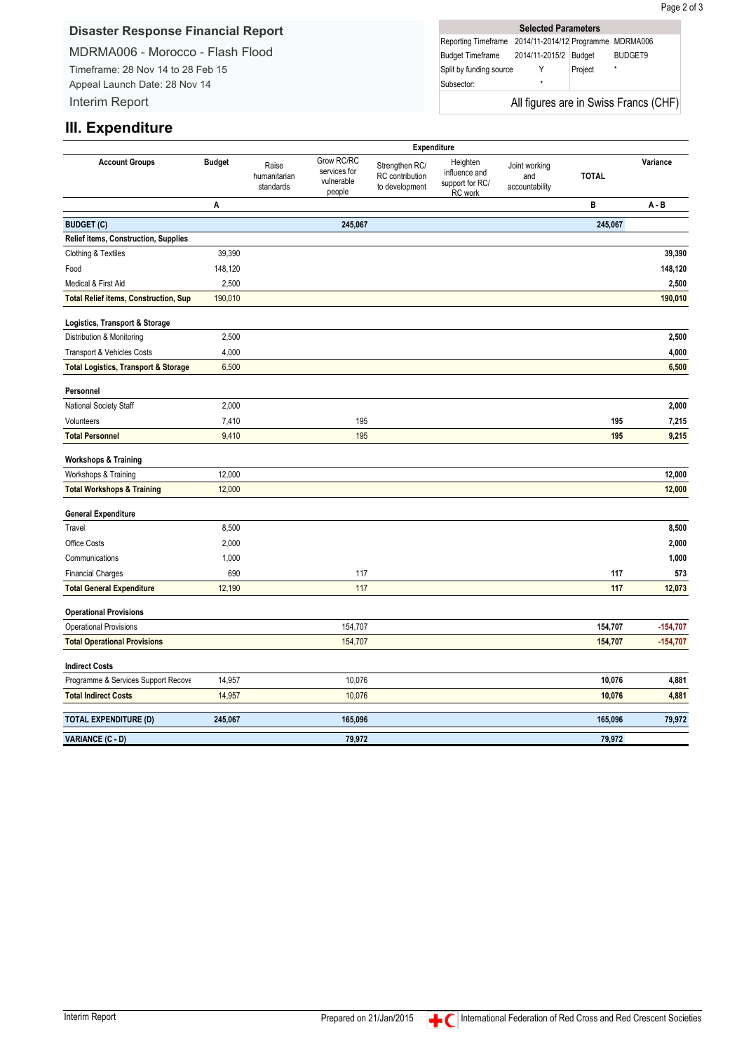## Disaster Response Financial Report

MDRMA006 - Morocco - Flash Flood

Timeframe: 28 Nov 14 to 28 Feb 15

Appeal Launch Date: 28 Nov 14

Interim Report

| Selected Parameters | | | |
|---|---|---|---|
| Reporting Timeframe | 2014/11-2014/12 | Programme | MDRMA006 |
| Budget Timeframe | 2014/11-2015/2 | Budget | BUDGET9 |
| Split by funding source | Y | Project | * |
| Subsector: | * | | |

All figures are in Swiss Francs (CHF)

# III. Expenditure

| Account Groups | Budget | Expenditure | | | | | | | Variance |
|---|---|---|---|---|---|---|---|---|---|
| | | Raise humanitarian standards | Grow RC/RC services for vulnerable people | Strengthen RC/RC contribution to development | Heighten influence and support for RC/RC work | Joint working and accountability | TOTAL | | |
| | A | | | | | | B | | A - B |
| **BUDGET (C)** | | | **245,067** | | | | **245,067** | | |
| **Relief items, Construction, Supplies** | | | | | | | | | |
| Clothing & Textiles | 39,390 | | | | | | | | **39,390** |
| Food | 148,120 | | | | | | | | **148,120** |
| Medical & First Aid | 2,500 | | | | | | | | **2,500** |
| **Total Relief items, Construction, Sup** | 190,010 | | | | | | | | **190,010** |
| **Logistics, Transport & Storage** | | | | | | | | | |
| Distribution & Monitoring | 2,500 | | | | | | | | **2,500** |
| Transport & Vehicles Costs | 4,000 | | | | | | | | **4,000** |
| **Total Logistics, Transport & Storage** | 6,500 | | | | | | | | **6,500** |
| **Personnel** | | | | | | | | | |
| National Society Staff | 2,000 | | | | | | | | **2,000** |
| Volunteers | 7,410 | | 195 | | | | **195** | | **7,215** |
| **Total Personnel** | 9,410 | | 195 | | | | **195** | | **9,215** |
| **Workshops & Training** | | | | | | | | | |
| Workshops & Training | 12,000 | | | | | | | | **12,000** |
| **Total Workshops & Training** | 12,000 | | | | | | | | **12,000** |
| **General Expenditure** | | | | | | | | | |
| Travel | 8,500 | | | | | | | | **8,500** |
| Office Costs | 2,000 | | | | | | | | **2,000** |
| Communications | 1,000 | | | | | | | | **1,000** |
| Financial Charges | 690 | | 117 | | | | **117** | | **573** |
| **Total General Expenditure** | 12,190 | | 117 | | | | **117** | | **12,073** |
| **Operational Provisions** | | | | | | | | | |
| Operational Provisions | | | 154,707 | | | | **154,707** | | **-154,707** |
| **Total Operational Provisions** | | | 154,707 | | | | **154,707** | | **-154,707** |
| **Indirect Costs** | | | | | | | | | |
| Programme & Services Support Recove | 14,957 | | 10,076 | | | | **10,076** | | **4,881** |
| **Total Indirect Costs** | 14,957 | | 10,076 | | | | **10,076** | | **4,881** |
| **TOTAL EXPENDITURE (D)** | **245,067** | | **165,096** | | | | **165,096** | | **79,972** |
| **VARIANCE (C - D)** | | | **79,972** | | | | **79,972** | | |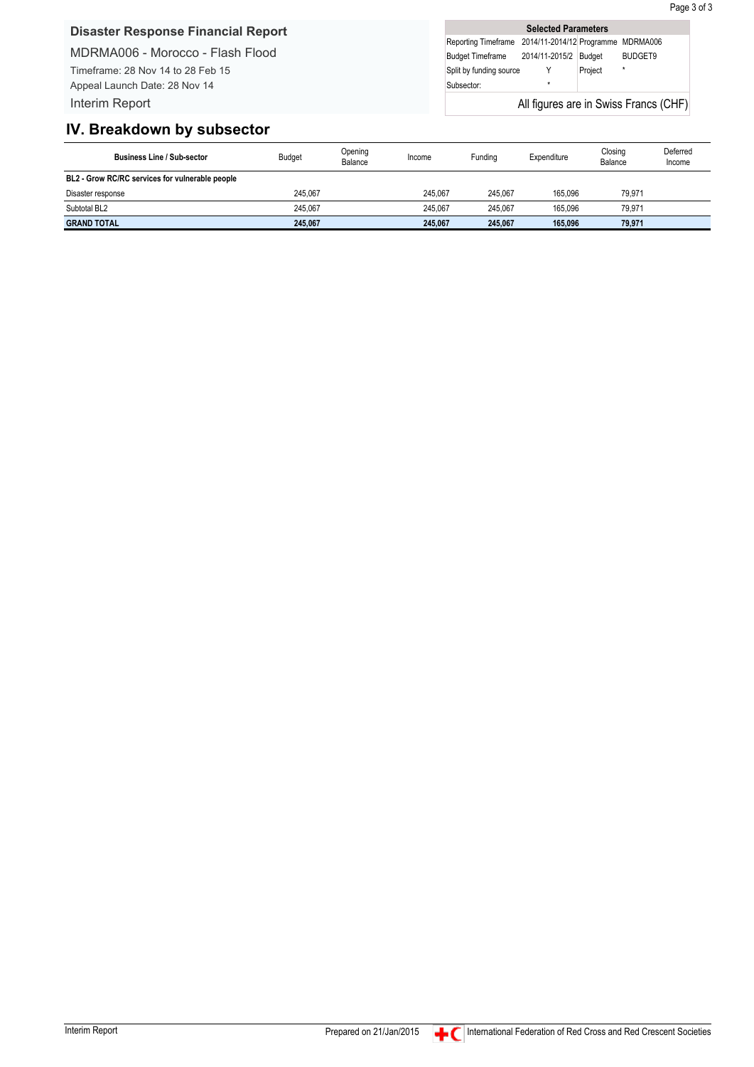## Disaster Response Financial Report

MDRMA006 - Morocco - Flash Flood

Timeframe: 28 Nov 14 to 28 Feb 15

Appeal Launch Date: 28 Nov 14

Interim Report

| Selected Parameters | | | |
|---|---|---|---|
| Reporting Timeframe | 2014/11-2014/12 | Programme | MDRMA006 |
| Budget Timeframe | 2014/11-2015/2 | Budget | BUDGET9 |
| Split by funding source | Y | Project | * |
| Subsector: | * | | |

All figures are in Swiss Francs (CHF)

## IV. Breakdown by subsector

| Business Line / Sub-sector | Budget | Opening Balance | Income | Funding | Expenditure | Closing Balance | Deferred Income |
|---|---|---|---|---|---|---|---|
| **BL2 - Grow RC/RC services for vulnerable people** | | | | | | | |
| Disaster response | 245,067 | | 245,067 | 245,067 | 165,096 | 79,971 | |
| Subtotal BL2 | 245,067 | | 245,067 | 245,067 | 165,096 | 79,971 | |
| **GRAND TOTAL** | **245,067** | | **245,067** | **245,067** | **165,096** | **79,971** | |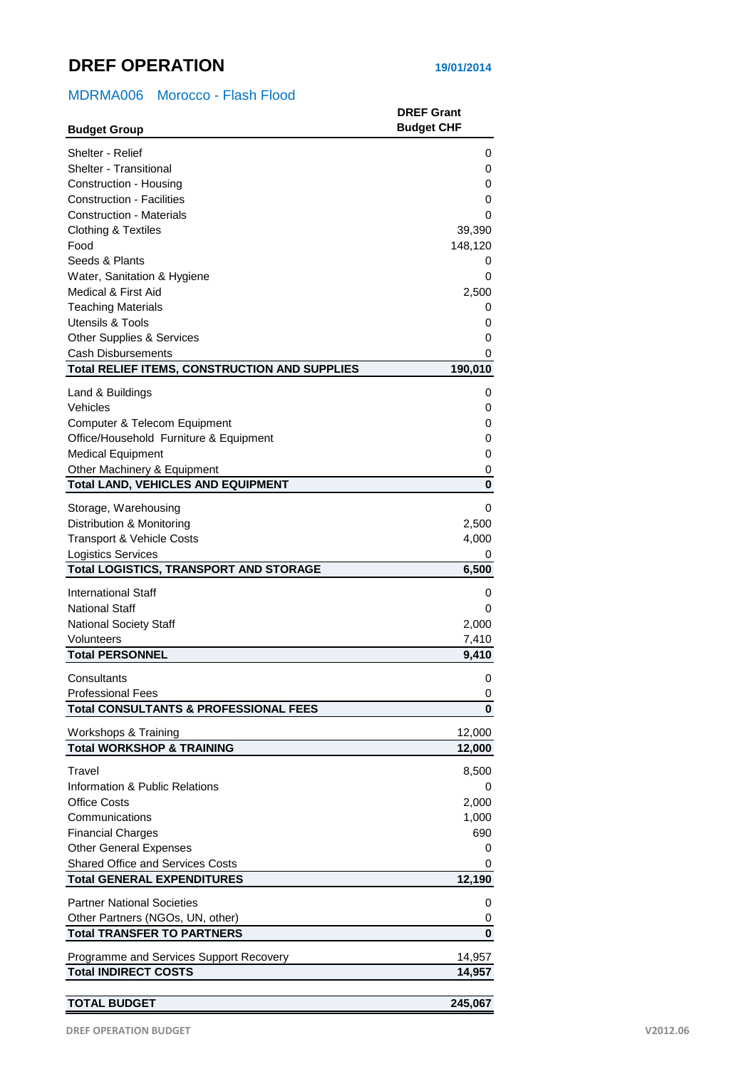# DREF OPERATION

**19/01/2014**

MDRMA006 Morocco - Flash Flood

| Budget Group | DREF Grant Budget CHF |
|---|---|
| Shelter - Relief | 0 |
| Shelter - Transitional | 0 |
| Construction - Housing | 0 |
| Construction - Facilities | 0 |
| Construction - Materials | 0 |
| Clothing & Textiles | 39,390 |
| Food | 148,120 |
| Seeds & Plants | 0 |
| Water, Sanitation & Hygiene | 0 |
| Medical & First Aid | 2,500 |
| Teaching Materials | 0 |
| Utensils & Tools | 0 |
| Other Supplies & Services | 0 |
| Cash Disbursements | 0 |
| **Total RELIEF ITEMS, CONSTRUCTION AND SUPPLIES** | **190,010** |
| Land & Buildings | 0 |
| Vehicles | 0 |
| Computer & Telecom Equipment | 0 |
| Office/Household Furniture & Equipment | 0 |
| Medical Equipment | 0 |
| Other Machinery & Equipment | 0 |
| **Total LAND, VEHICLES AND EQUIPMENT** | **0** |
| Storage, Warehousing | 0 |
| Distribution & Monitoring | 2,500 |
| Transport & Vehicle Costs | 4,000 |
| Logistics Services | 0 |
| **Total LOGISTICS, TRANSPORT AND STORAGE** | **6,500** |
| International Staff | 0 |
| National Staff | 0 |
| National Society Staff | 2,000 |
| Volunteers | 7,410 |
| **Total PERSONNEL** | **9,410** |
| Consultants | 0 |
| Professional Fees | 0 |
| **Total CONSULTANTS & PROFESSIONAL FEES** | **0** |
| Workshops & Training | 12,000 |
| **Total WORKSHOP & TRAINING** | **12,000** |
| Travel | 8,500 |
| Information & Public Relations | 0 |
| Office Costs | 2,000 |
| Communications | 1,000 |
| Financial Charges | 690 |
| Other General Expenses | 0 |
| Shared Office and Services Costs | 0 |
| **Total GENERAL EXPENDITURES** | **12,190** |
| Partner National Societies | 0 |
| Other Partners (NGOs, UN, other) | 0 |
| **Total TRANSFER TO PARTNERS** | **0** |
| Programme and Services Support Recovery | 14,957 |
| **Total INDIRECT COSTS** | **14,957** |
| **TOTAL BUDGET** | **245,067** |

DREF OPERATION BUDGET V2012.06